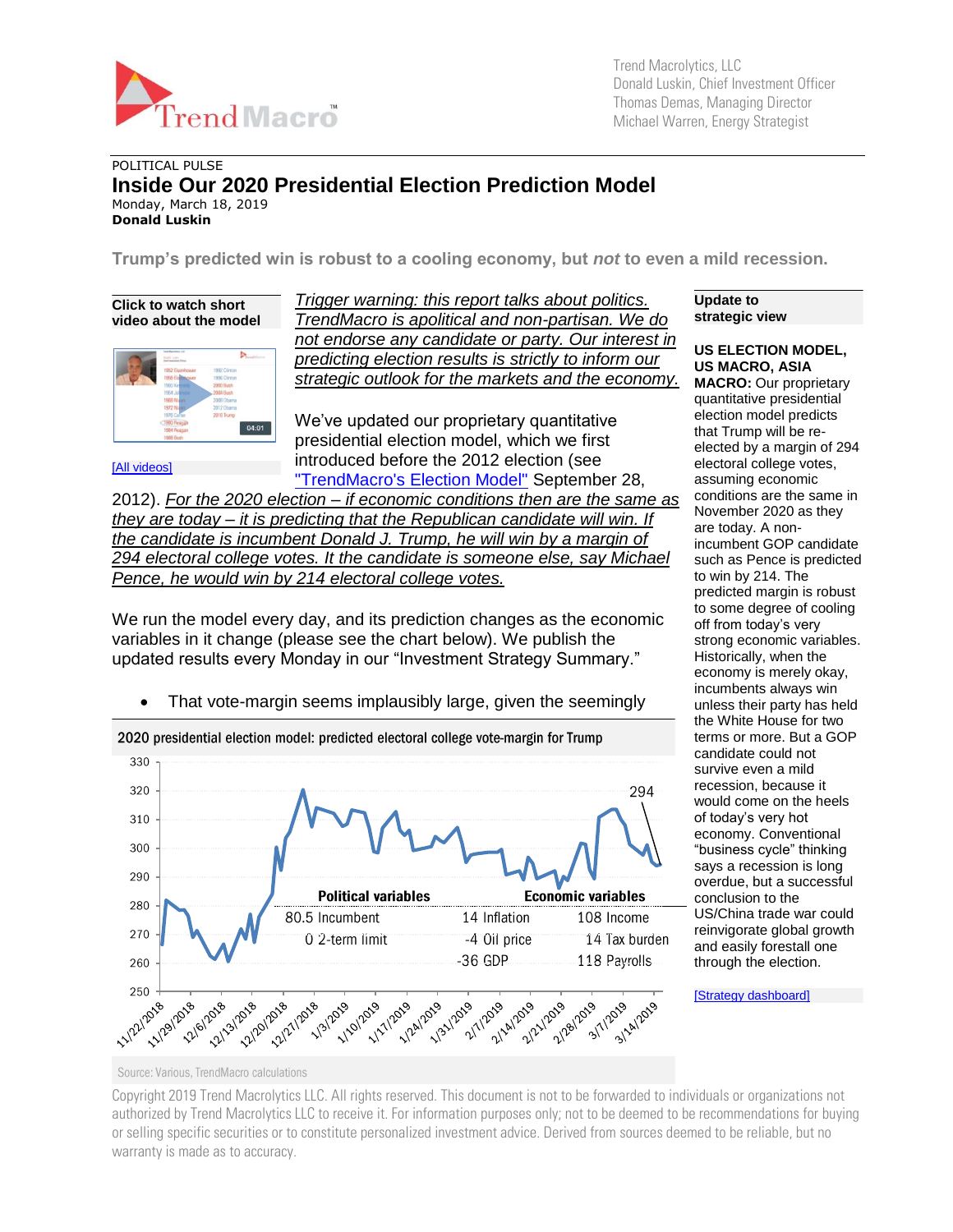Trend Macrolytics, LLC
Donald Luskin, Chief Investment Officer
Thomas Demas, Managing Director
Michael Warren, Energy Strategist

POLITICAL PULSE

# Inside Our 2020 Presidential Election Prediction Model

Monday, March 18, 2019
**Donald Luskin**

**Trump's predicted win is robust to a cooling economy, but *not* to even a mild recession.**

**Click to watch short video about the model**

[All videos]

*Trigger warning: this report talks about politics. TrendMacro is apolitical and non-partisan. We do not endorse any candidate or party. Our interest in predicting election results is strictly to inform our strategic outlook for the markets and the economy.*

We've updated our proprietary quantitative presidential election model, which we first introduced before the 2012 election (see "TrendMacro's Election Model" September 28, 2012). *For the 2020 election – if economic conditions then are the same as they are today – it is predicting that the Republican candidate will win. If the candidate is incumbent Donald J. Trump, he will win by a margin of 294 electoral college votes. It the candidate is someone else, say Michael Pence, he would win by 214 electoral college votes.*

We run the model every day, and its prediction changes as the economic variables in it change (please see the chart below). We publish the updated results every Monday in our "Investment Strategy Summary."

- That vote-margin seems implausibly large, given the seemingly

**2020 presidential election model: predicted electoral college vote-margin for Trump**

| Political variables | | Economic variables | |
|---|---|---|---|
| 80.5 Incumbent | | 14 Inflation | 108 Income |
| 0 2-term limit | | -4 Oil price | 14 Tax burden |
| | | -36 GDP | 118 Payrolls |

Source: Various, TrendMacro calculations

**Update to strategic view**

**US ELECTION MODEL, US MACRO, ASIA MACRO:** Our proprietary quantitative presidential election model predicts that Trump will be re-elected by a margin of 294 electoral college votes, assuming economic conditions are the same in November 2020 as they are today. A non-incumbent GOP candidate such as Pence is predicted to win by 214. The predicted margin is robust to some degree of cooling off from today's very strong economic variables. Historically, when the economy is merely okay, incumbents always win unless their party has held the White House for two terms or more. But a GOP candidate could not survive even a mild recession, because it would come on the heels of today's very hot economy. Conventional "business cycle" thinking says a recession is long overdue, but a successful conclusion to the US/China trade war could reinvigorate global growth and easily forestall one through the election.

[Strategy dashboard]

Copyright 2019 Trend Macrolytics LLC. All rights reserved. This document is not to be forwarded to individuals or organizations not authorized by Trend Macrolytics LLC to receive it. For information purposes only; not to be deemed to be recommendations for buying or selling specific securities or to constitute personalized investment advice. Derived from sources deemed to be reliable, but no warranty is made as to accuracy.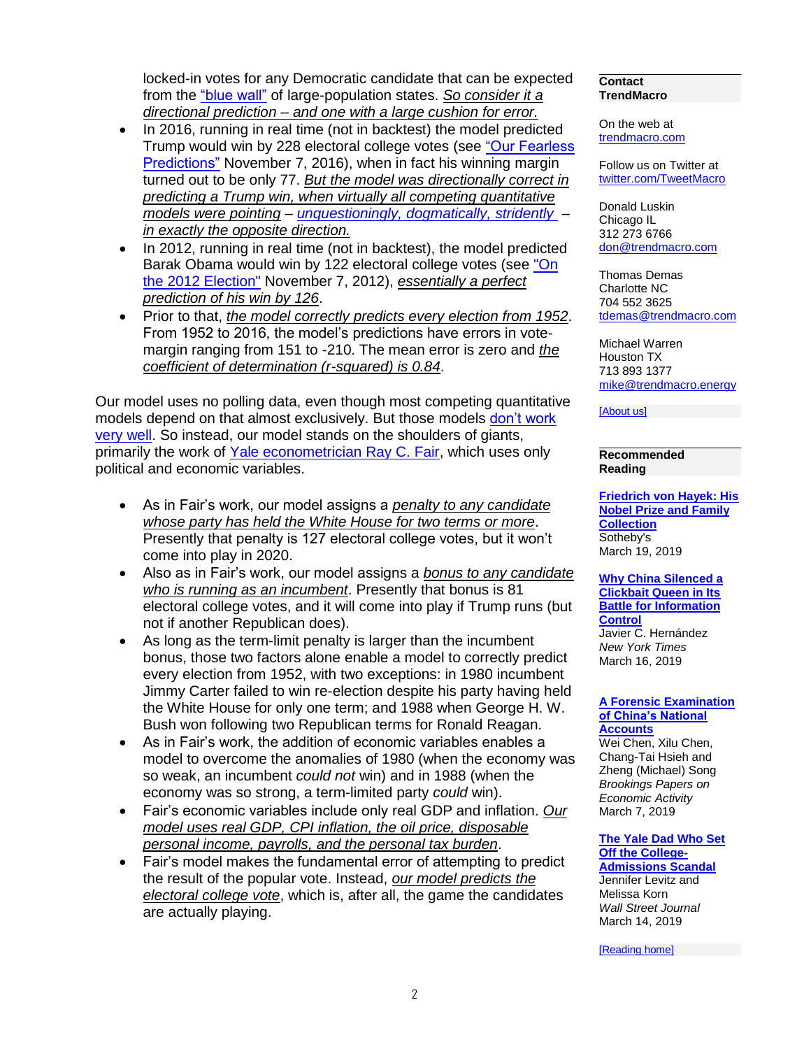locked-in votes for any Democratic candidate that can be expected from the "blue wall" of large-population states. *So consider it a directional prediction – and one with a large cushion for error.*

- In 2016, running in real time (not in backtest) the model predicted Trump would win by 228 electoral college votes (see "Our Fearless Predictions" November 7, 2016), when in fact his winning margin turned out to be only 77. *But the model was directionally correct in predicting a Trump win, when virtually all competing quantitative models were pointing – unquestioningly, dogmatically, stridently – in exactly the opposite direction.*
- In 2012, running in real time (not in backtest), the model predicted Barak Obama would win by 122 electoral college votes (see "On the 2012 Election" November 7, 2012), *essentially a perfect prediction of his win by 126*.
- Prior to that, *the model correctly predicts every election from 1952*. From 1952 to 2016, the model's predictions have errors in vote-margin ranging from 151 to -210. The mean error is zero and *the coefficient of determination (r-squared) is 0.84*.

Our model uses no polling data, even though most competing quantitative models depend on that almost exclusively. But those models don't work very well. So instead, our model stands on the shoulders of giants, primarily the work of Yale econometrician Ray C. Fair, which uses only political and economic variables.

- As in Fair's work, our model assigns a *penalty to any candidate whose party has held the White House for two terms or more*. Presently that penalty is 127 electoral college votes, but it won't come into play in 2020.
- Also as in Fair's work, our model assigns a *bonus to any candidate who is running as an incumbent*. Presently that bonus is 81 electoral college votes, and it will come into play if Trump runs (but not if another Republican does).
- As long as the term-limit penalty is larger than the incumbent bonus, those two factors alone enable a model to correctly predict every election from 1952, with two exceptions: in 1980 incumbent Jimmy Carter failed to win re-election despite his party having held the White House for only one term; and 1988 when George H. W. Bush won following two Republican terms for Ronald Reagan.
- As in Fair's work, the addition of economic variables enables a model to overcome the anomalies of 1980 (when the economy was so weak, an incumbent *could not* win) and in 1988 (when the economy was so strong, a term-limited party *could* win).
- Fair's economic variables include only real GDP and inflation. *Our model uses real GDP, CPI inflation, the oil price, disposable personal income, payrolls, and the personal tax burden*.
- Fair's model makes the fundamental error of attempting to predict the result of the popular vote. Instead, *our model predicts the electoral college vote*, which is, after all, the game the candidates are actually playing.

**Contact TrendMacro**

On the web at
trendmacro.com

Follow us on Twitter at
twitter.com/TweetMacro

Donald Luskin
Chicago IL
312 273 6766
don@trendmacro.com

Thomas Demas
Charlotte NC
704 552 3625
tdemas@trendmacro.com

Michael Warren
Houston TX
713 893 1377
mike@trendmacro.energy

[About us]

**Recommended Reading**

**Friedrich von Hayek: His Nobel Prize and Family Collection**
Sotheby's
March 19, 2019

**Why China Silenced a Clickbait Queen in Its Battle for Information Control**
Javier C. Hernández
*New York Times*
March 16, 2019

**A Forensic Examination of China's National Accounts**
Wei Chen, Xilu Chen, Chang-Tai Hsieh and Zheng (Michael) Song
*Brookings Papers on Economic Activity*
March 7, 2019

**The Yale Dad Who Set Off the College-Admissions Scandal**
Jennifer Levitz and Melissa Korn
*Wall Street Journal*
March 14, 2019

[Reading home]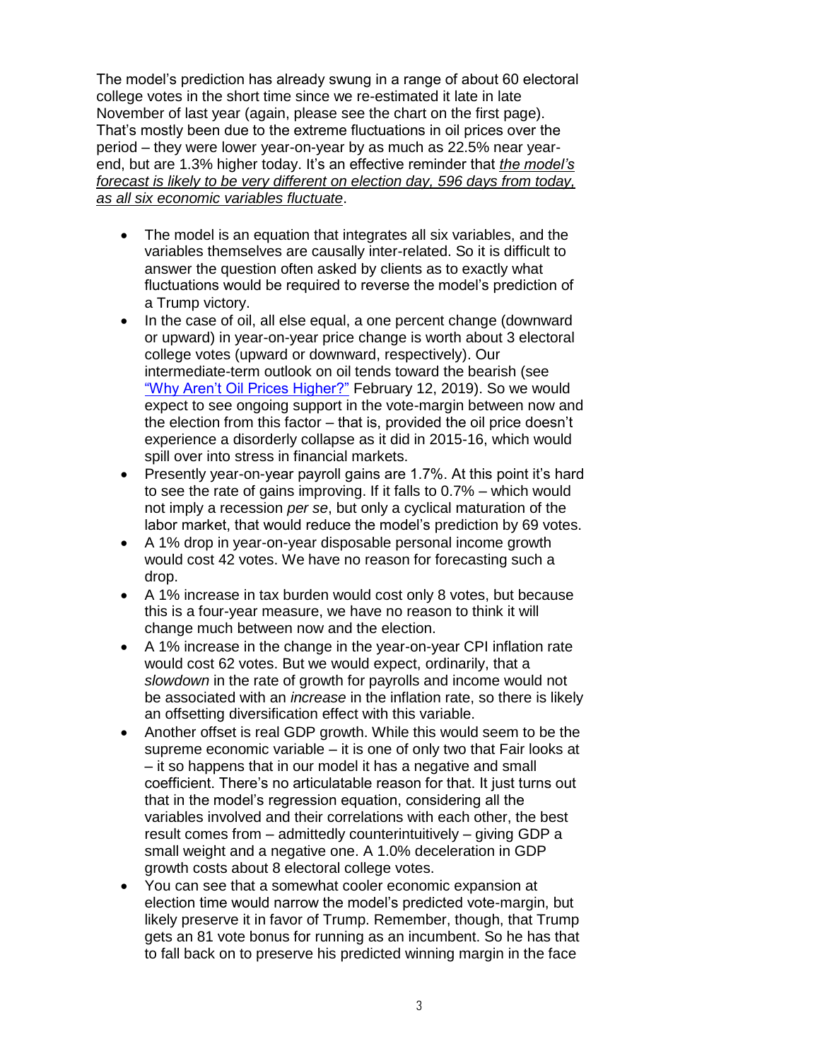The model's prediction has already swung in a range of about 60 electoral college votes in the short time since we re-estimated it late in late November of last year (again, please see the chart on the first page). That's mostly been due to the extreme fluctuations in oil prices over the period – they were lower year-on-year by as much as 22.5% near year-end, but are 1.3% higher today. It's an effective reminder that *the model's forecast is likely to be very different on election day, 596 days from today, as all six economic variables fluctuate*.

- The model is an equation that integrates all six variables, and the variables themselves are causally inter-related. So it is difficult to answer the question often asked by clients as to exactly what fluctuations would be required to reverse the model's prediction of a Trump victory.
- In the case of oil, all else equal, a one percent change (downward or upward) in year-on-year price change is worth about 3 electoral college votes (upward or downward, respectively). Our intermediate-term outlook on oil tends toward the bearish (see "Why Aren't Oil Prices Higher?" February 12, 2019). So we would expect to see ongoing support in the vote-margin between now and the election from this factor – that is, provided the oil price doesn't experience a disorderly collapse as it did in 2015-16, which would spill over into stress in financial markets.
- Presently year-on-year payroll gains are 1.7%. At this point it's hard to see the rate of gains improving. If it falls to 0.7% – which would not imply a recession *per se*, but only a cyclical maturation of the labor market, that would reduce the model's prediction by 69 votes.
- A 1% drop in year-on-year disposable personal income growth would cost 42 votes. We have no reason for forecasting such a drop.
- A 1% increase in tax burden would cost only 8 votes, but because this is a four-year measure, we have no reason to think it will change much between now and the election.
- A 1% increase in the change in the year-on-year CPI inflation rate would cost 62 votes. But we would expect, ordinarily, that a *slowdown* in the rate of growth for payrolls and income would not be associated with an *increase* in the inflation rate, so there is likely an offsetting diversification effect with this variable.
- Another offset is real GDP growth. While this would seem to be the supreme economic variable – it is one of only two that Fair looks at – it so happens that in our model it has a negative and small coefficient. There's no articulatable reason for that. It just turns out that in the model's regression equation, considering all the variables involved and their correlations with each other, the best result comes from – admittedly counterintuitively – giving GDP a small weight and a negative one. A 1.0% deceleration in GDP growth costs about 8 electoral college votes.
- You can see that a somewhat cooler economic expansion at election time would narrow the model's predicted vote-margin, but likely preserve it in favor of Trump. Remember, though, that Trump gets an 81 vote bonus for running as an incumbent. So he has that to fall back on to preserve his predicted winning margin in the face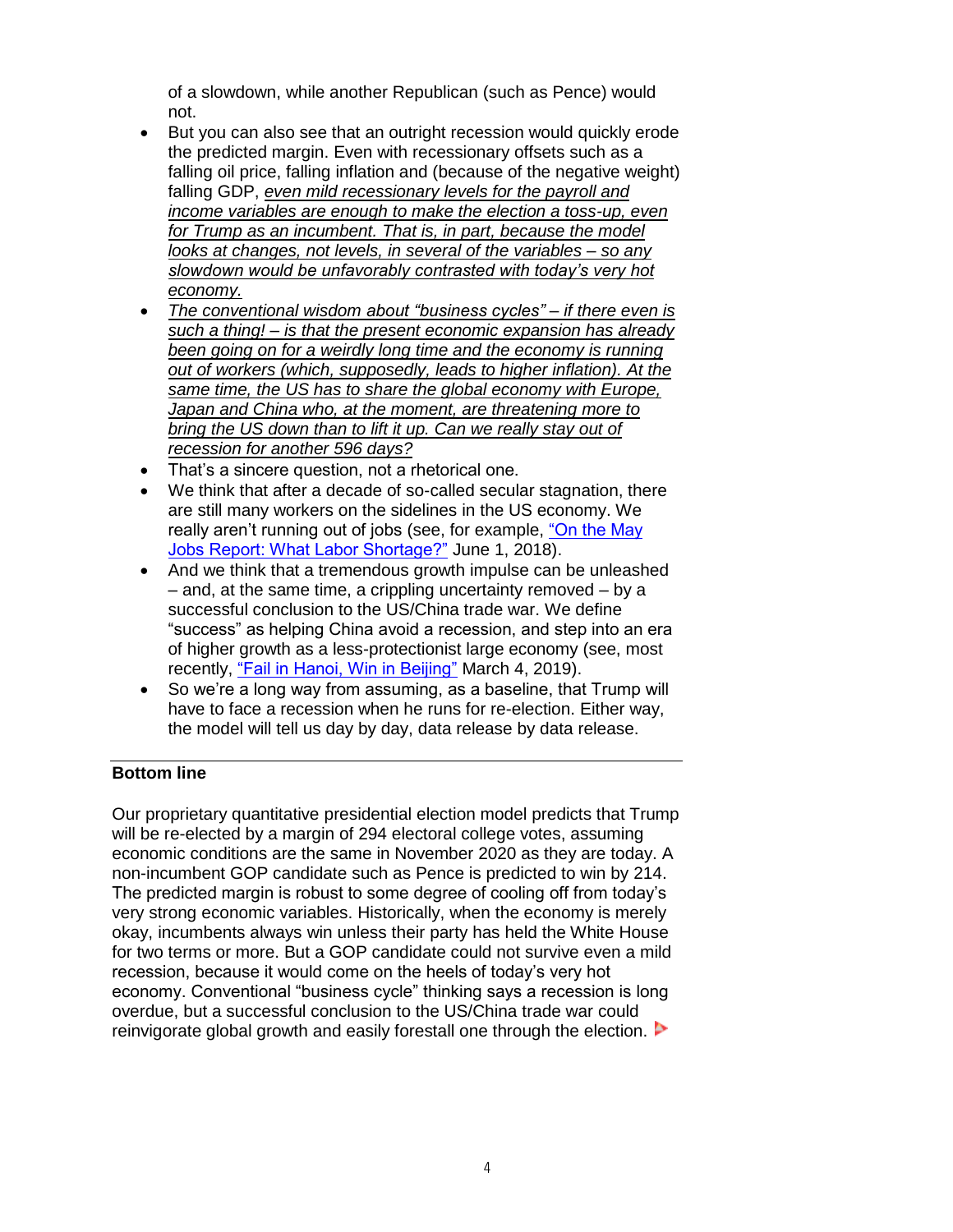of a slowdown, while another Republican (such as Pence) would not.

- But you can also see that an outright recession would quickly erode the predicted margin. Even with recessionary offsets such as a falling oil price, falling inflation and (because of the negative weight) falling GDP, *even mild recessionary levels for the payroll and income variables are enough to make the election a toss-up, even for Trump as an incumbent. That is, in part, because the model looks at changes, not levels, in several of the variables – so any slowdown would be unfavorably contrasted with today's very hot economy.*
- *The conventional wisdom about "business cycles" – if there even is such a thing! – is that the present economic expansion has already been going on for a weirdly long time and the economy is running out of workers (which, supposedly, leads to higher inflation). At the same time, the US has to share the global economy with Europe, Japan and China who, at the moment, are threatening more to bring the US down than to lift it up. Can we really stay out of recession for another 596 days?*
- That's a sincere question, not a rhetorical one.
- We think that after a decade of so-called secular stagnation, there are still many workers on the sidelines in the US economy. We really aren't running out of jobs (see, for example, "On the May Jobs Report: What Labor Shortage?" June 1, 2018).
- And we think that a tremendous growth impulse can be unleashed – and, at the same time, a crippling uncertainty removed – by a successful conclusion to the US/China trade war. We define "success" as helping China avoid a recession, and step into an era of higher growth as a less-protectionist large economy (see, most recently, "Fail in Hanoi, Win in Beijing" March 4, 2019).
- So we're a long way from assuming, as a baseline, that Trump will have to face a recession when he runs for re-election. Either way, the model will tell us day by day, data release by data release.

---

**Bottom line**

Our proprietary quantitative presidential election model predicts that Trump will be re-elected by a margin of 294 electoral college votes, assuming economic conditions are the same in November 2020 as they are today. A non-incumbent GOP candidate such as Pence is predicted to win by 214. The predicted margin is robust to some degree of cooling off from today's very strong economic variables. Historically, when the economy is merely okay, incumbents always win unless their party has held the White House for two terms or more. But a GOP candidate could not survive even a mild recession, because it would come on the heels of today's very hot economy. Conventional "business cycle" thinking says a recession is long overdue, but a successful conclusion to the US/China trade war could reinvigorate global growth and easily forestall one through the election.